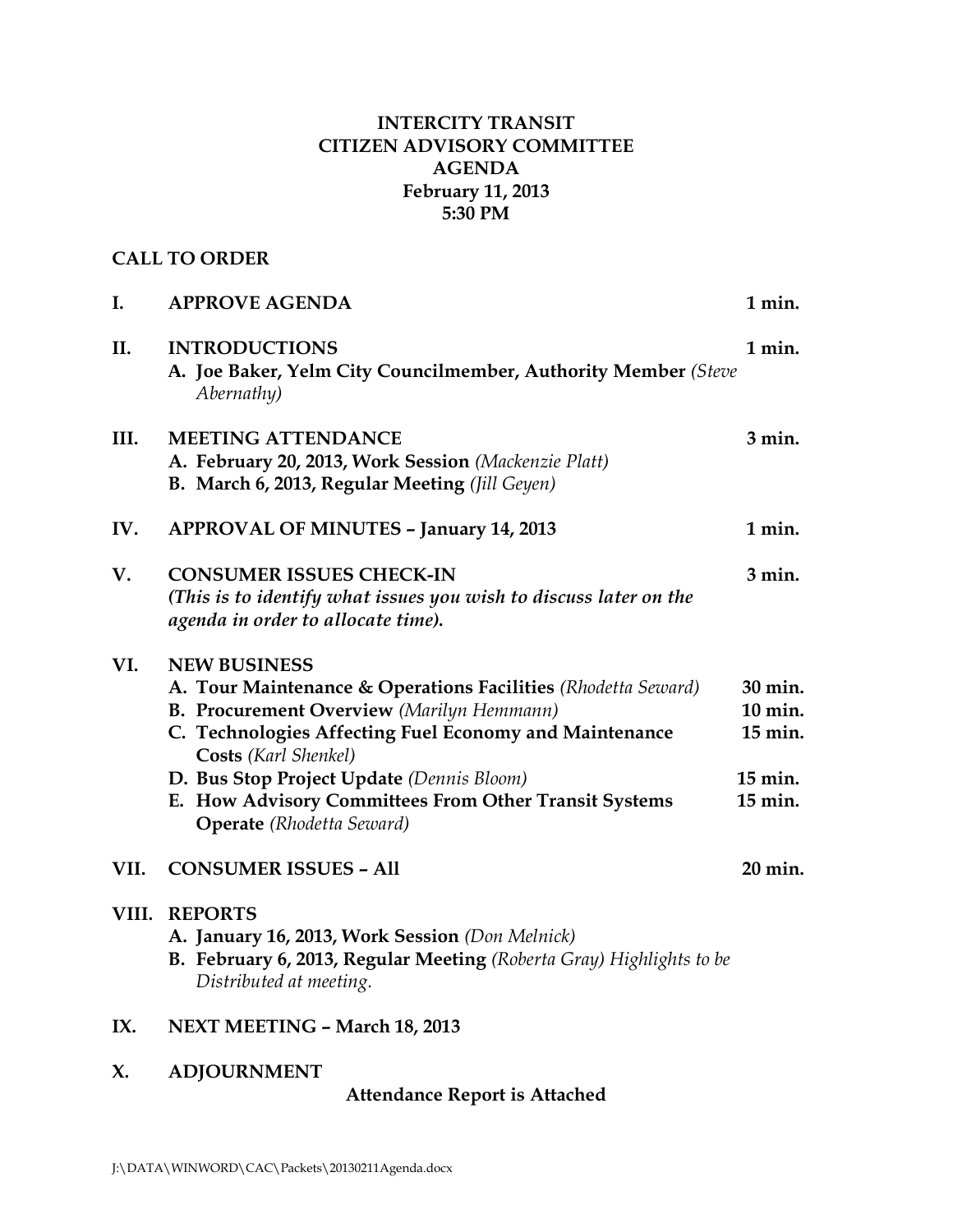**INTERCITY TRANSIT**
**CITIZEN ADVISORY COMMITTEE**
**AGENDA**
**February 11, 2013**
**5:30 PM**

**CALL TO ORDER**

**I. APPROVE AGENDA** — 1 min.

**II. INTRODUCTIONS** — 1 min.
- **A. Joe Baker, Yelm City Councilmember, Authority Member** *(Steve Abernathy)*

**III. MEETING ATTENDANCE** — 3 min.
- **A. February 20, 2013, Work Session** *(Mackenzie Platt)*
- **B. March 6, 2013, Regular Meeting** *(Jill Geyen)*

**IV. APPROVAL OF MINUTES – January 14, 2013** — 1 min.

**V. CONSUMER ISSUES CHECK-IN** — 3 min.
*(This is to identify what issues you wish to discuss later on the agenda in order to allocate time).*

**VI. NEW BUSINESS**
- **A. Tour Maintenance & Operations Facilities** *(Rhodetta Seward)* — 30 min.
- **B. Procurement Overview** *(Marilyn Hemmann)* — 10 min.
- **C. Technologies Affecting Fuel Economy and Maintenance Costs** *(Karl Shenkel)* — 15 min.
- **D. Bus Stop Project Update** *(Dennis Bloom)* — 15 min.
- **E. How Advisory Committees From Other Transit Systems Operate** *(Rhodetta Seward)* — 15 min.

**VII. CONSUMER ISSUES – All** — 20 min.

**VIII. REPORTS**
- **A. January 16, 2013, Work Session** *(Don Melnick)*
- **B. February 6, 2013, Regular Meeting** *(Roberta Gray) Highlights to be Distributed at meeting.*

**IX. NEXT MEETING – March 18, 2013**

**X. ADJOURNMENT**

**Attendance Report is Attached**

J:\DATA\WINWORD\CAC\Packets\20130211Agenda.docx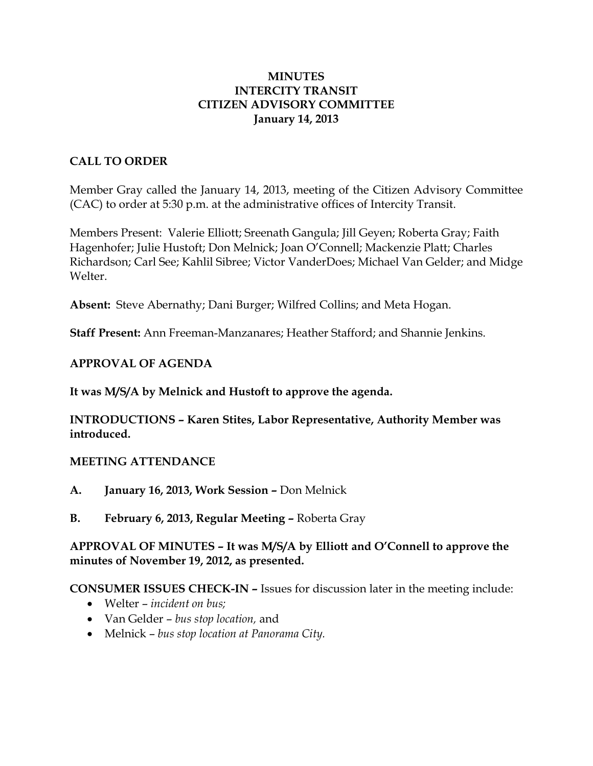**MINUTES**
**INTERCITY TRANSIT**
**CITIZEN ADVISORY COMMITTEE**
**January 14, 2013**

## CALL TO ORDER

Member Gray called the January 14, 2013, meeting of the Citizen Advisory Committee (CAC) to order at 5:30 p.m. at the administrative offices of Intercity Transit.

Members Present: Valerie Elliott; Sreenath Gangula; Jill Geyen; Roberta Gray; Faith Hagenhofer; Julie Hustoft; Don Melnick; Joan O'Connell; Mackenzie Platt; Charles Richardson; Carl See; Kahlil Sibree; Victor VanderDoes; Michael Van Gelder; and Midge Welter.

**Absent:** Steve Abernathy; Dani Burger; Wilfred Collins; and Meta Hogan.

**Staff Present:** Ann Freeman-Manzanares; Heather Stafford; and Shannie Jenkins.

## APPROVAL OF AGENDA

**It was M/S/A by Melnick and Hustoft to approve the agenda.**

**INTRODUCTIONS – Karen Stites, Labor Representative, Authority Member was introduced.**

## MEETING ATTENDANCE

**A. January 16, 2013, Work Session –** Don Melnick

**B. February 6, 2013, Regular Meeting –** Roberta Gray

**APPROVAL OF MINUTES – It was M/S/A by Elliott and O'Connell to approve the minutes of November 19, 2012, as presented.**

**CONSUMER ISSUES CHECK-IN –** Issues for discussion later in the meeting include:

- Welter – *incident on bus;*
- Van Gelder – *bus stop location,* and
- Melnick – *bus stop location at Panorama City.*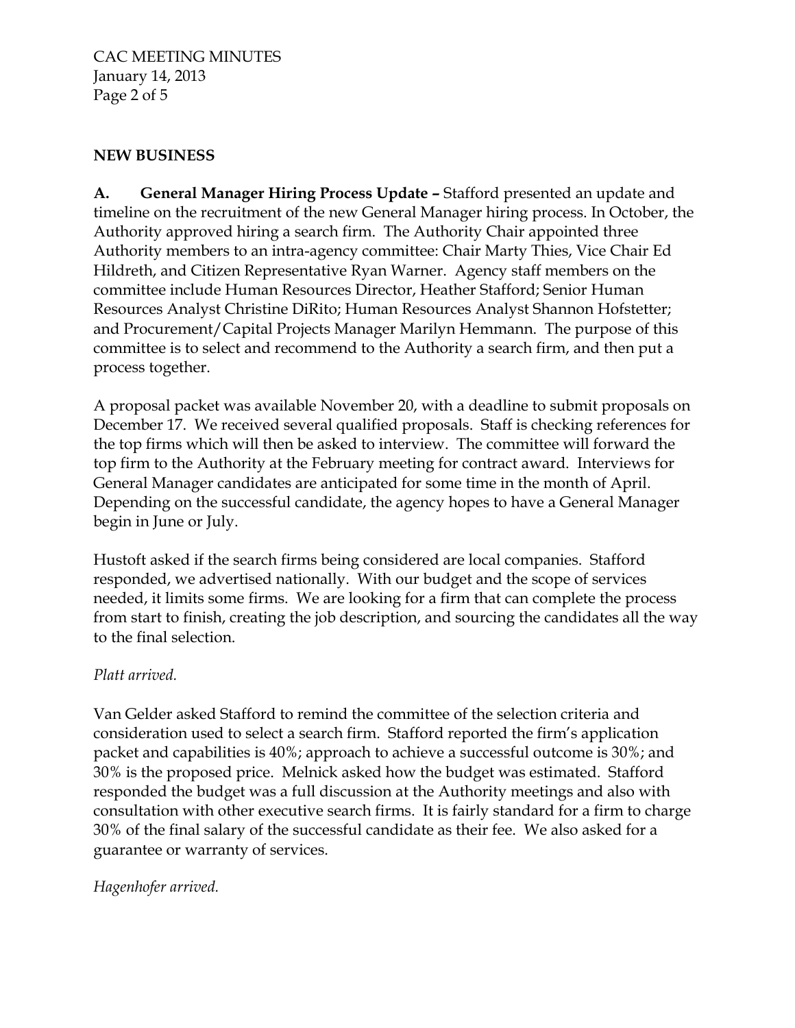## NEW BUSINESS

**A. General Manager Hiring Process Update –** Stafford presented an update and timeline on the recruitment of the new General Manager hiring process. In October, the Authority approved hiring a search firm. The Authority Chair appointed three Authority members to an intra-agency committee: Chair Marty Thies, Vice Chair Ed Hildreth, and Citizen Representative Ryan Warner. Agency staff members on the committee include Human Resources Director, Heather Stafford; Senior Human Resources Analyst Christine DiRito; Human Resources Analyst Shannon Hofstetter; and Procurement/Capital Projects Manager Marilyn Hemmann. The purpose of this committee is to select and recommend to the Authority a search firm, and then put a process together.

A proposal packet was available November 20, with a deadline to submit proposals on December 17. We received several qualified proposals. Staff is checking references for the top firms which will then be asked to interview. The committee will forward the top firm to the Authority at the February meeting for contract award. Interviews for General Manager candidates are anticipated for some time in the month of April. Depending on the successful candidate, the agency hopes to have a General Manager begin in June or July.

Hustoft asked if the search firms being considered are local companies. Stafford responded, we advertised nationally. With our budget and the scope of services needed, it limits some firms. We are looking for a firm that can complete the process from start to finish, creating the job description, and sourcing the candidates all the way to the final selection.

*Platt arrived.*

Van Gelder asked Stafford to remind the committee of the selection criteria and consideration used to select a search firm. Stafford reported the firm's application packet and capabilities is 40%; approach to achieve a successful outcome is 30%; and 30% is the proposed price. Melnick asked how the budget was estimated. Stafford responded the budget was a full discussion at the Authority meetings and also with consultation with other executive search firms. It is fairly standard for a firm to charge 30% of the final salary of the successful candidate as their fee. We also asked for a guarantee or warranty of services.

*Hagenhofer arrived.*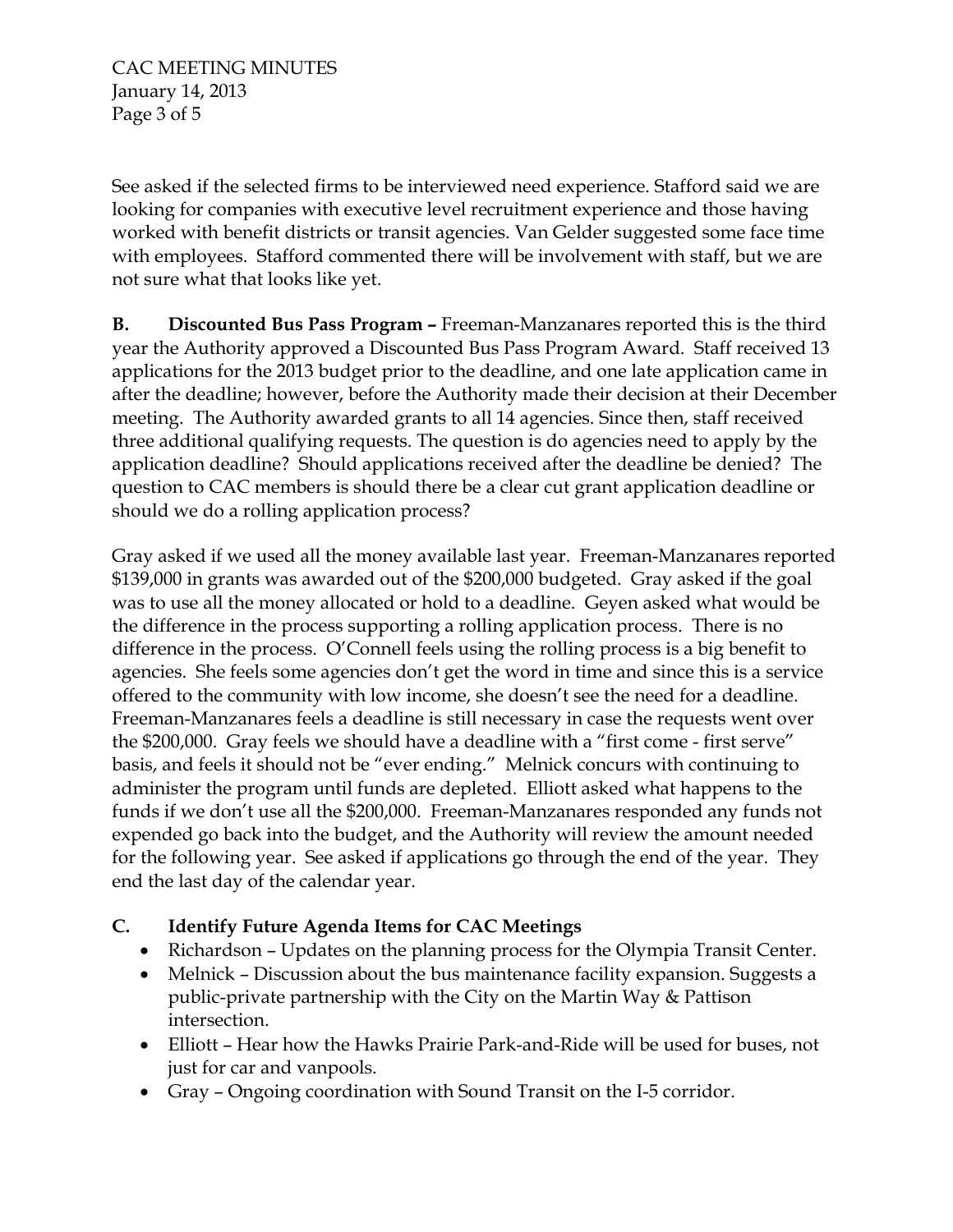See asked if the selected firms to be interviewed need experience. Stafford said we are looking for companies with executive level recruitment experience and those having worked with benefit districts or transit agencies. Van Gelder suggested some face time with employees. Stafford commented there will be involvement with staff, but we are not sure what that looks like yet.

**B. Discounted Bus Pass Program –** Freeman-Manzanares reported this is the third year the Authority approved a Discounted Bus Pass Program Award. Staff received 13 applications for the 2013 budget prior to the deadline, and one late application came in after the deadline; however, before the Authority made their decision at their December meeting. The Authority awarded grants to all 14 agencies. Since then, staff received three additional qualifying requests. The question is do agencies need to apply by the application deadline? Should applications received after the deadline be denied? The question to CAC members is should there be a clear cut grant application deadline or should we do a rolling application process?

Gray asked if we used all the money available last year. Freeman-Manzanares reported $139,000 in grants was awarded out of the $200,000 budgeted. Gray asked if the goal was to use all the money allocated or hold to a deadline. Geyen asked what would be the difference in the process supporting a rolling application process. There is no difference in the process. O'Connell feels using the rolling process is a big benefit to agencies. She feels some agencies don't get the word in time and since this is a service offered to the community with low income, she doesn't see the need for a deadline. Freeman-Manzanares feels a deadline is still necessary in case the requests went over the $200,000. Gray feels we should have a deadline with a "first come - first serve" basis, and feels it should not be "ever ending." Melnick concurs with continuing to administer the program until funds are depleted. Elliott asked what happens to the funds if we don't use all the $200,000. Freeman-Manzanares responded any funds not expended go back into the budget, and the Authority will review the amount needed for the following year. See asked if applications go through the end of the year. They end the last day of the calendar year.

**C. Identify Future Agenda Items for CAC Meetings**

- Richardson – Updates on the planning process for the Olympia Transit Center.
- Melnick – Discussion about the bus maintenance facility expansion. Suggests a public-private partnership with the City on the Martin Way & Pattison intersection.
- Elliott – Hear how the Hawks Prairie Park-and-Ride will be used for buses, not just for car and vanpools.
- Gray – Ongoing coordination with Sound Transit on the I-5 corridor.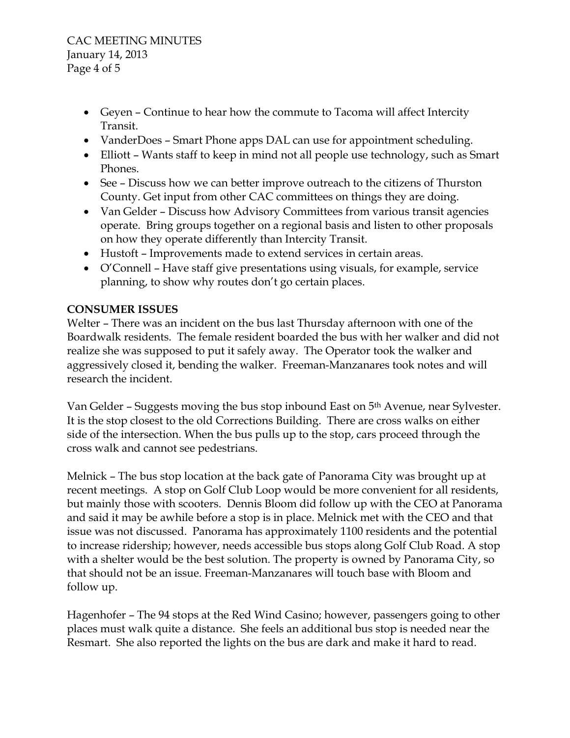- Geyen – Continue to hear how the commute to Tacoma will affect Intercity Transit.
- VanderDoes – Smart Phone apps DAL can use for appointment scheduling.
- Elliott – Wants staff to keep in mind not all people use technology, such as Smart Phones.
- See – Discuss how we can better improve outreach to the citizens of Thurston County. Get input from other CAC committees on things they are doing.
- Van Gelder – Discuss how Advisory Committees from various transit agencies operate. Bring groups together on a regional basis and listen to other proposals on how they operate differently than Intercity Transit.
- Hustoft – Improvements made to extend services in certain areas.
- O'Connell – Have staff give presentations using visuals, for example, service planning, to show why routes don't go certain places.

**CONSUMER ISSUES**

Welter – There was an incident on the bus last Thursday afternoon with one of the Boardwalk residents. The female resident boarded the bus with her walker and did not realize she was supposed to put it safely away. The Operator took the walker and aggressively closed it, bending the walker. Freeman-Manzanares took notes and will research the incident.

Van Gelder – Suggests moving the bus stop inbound East on 5th Avenue, near Sylvester. It is the stop closest to the old Corrections Building. There are cross walks on either side of the intersection. When the bus pulls up to the stop, cars proceed through the cross walk and cannot see pedestrians.

Melnick – The bus stop location at the back gate of Panorama City was brought up at recent meetings. A stop on Golf Club Loop would be more convenient for all residents, but mainly those with scooters. Dennis Bloom did follow up with the CEO at Panorama and said it may be awhile before a stop is in place. Melnick met with the CEO and that issue was not discussed. Panorama has approximately 1100 residents and the potential to increase ridership; however, needs accessible bus stops along Golf Club Road. A stop with a shelter would be the best solution. The property is owned by Panorama City, so that should not be an issue. Freeman-Manzanares will touch base with Bloom and follow up.

Hagenhofer – The 94 stops at the Red Wind Casino; however, passengers going to other places must walk quite a distance. She feels an additional bus stop is needed near the Resmart. She also reported the lights on the bus are dark and make it hard to read.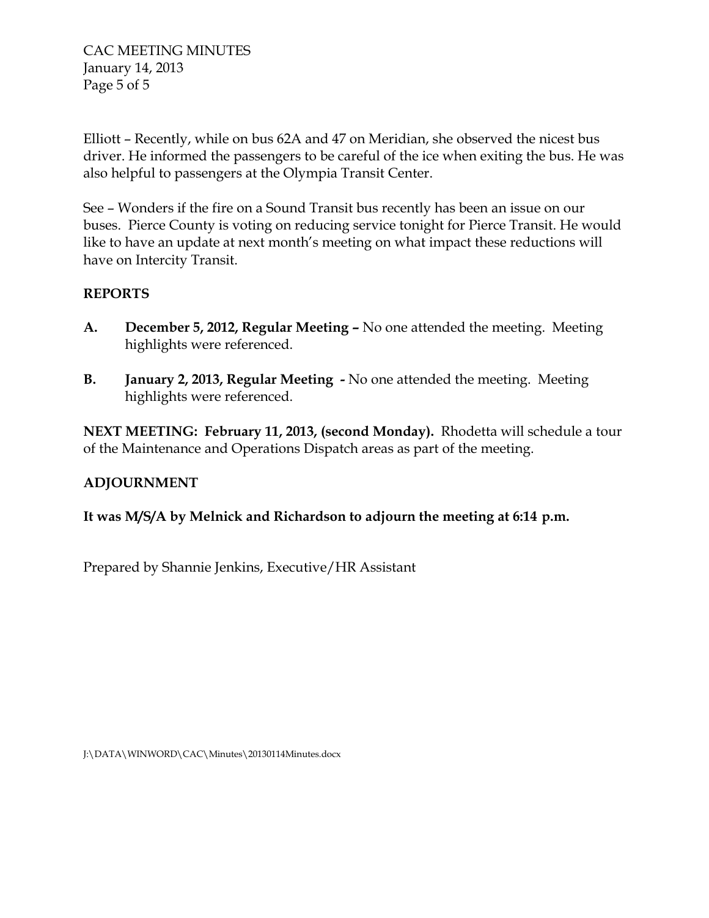Elliott – Recently, while on bus 62A and 47 on Meridian, she observed the nicest bus driver. He informed the passengers to be careful of the ice when exiting the bus. He was also helpful to passengers at the Olympia Transit Center.

See – Wonders if the fire on a Sound Transit bus recently has been an issue on our buses. Pierce County is voting on reducing service tonight for Pierce Transit. He would like to have an update at next month's meeting on what impact these reductions will have on Intercity Transit.

## REPORTS

**A. December 5, 2012, Regular Meeting –** No one attended the meeting. Meeting highlights were referenced.

**B. January 2, 2013, Regular Meeting -** No one attended the meeting. Meeting highlights were referenced.

**NEXT MEETING: February 11, 2013, (second Monday).** Rhodetta will schedule a tour of the Maintenance and Operations Dispatch areas as part of the meeting.

## ADJOURNMENT

**It was M/S/A by Melnick and Richardson to adjourn the meeting at 6:14 p.m.**

Prepared by Shannie Jenkins, Executive/HR Assistant

J:\DATA\WINWORD\CAC\Minutes\20130114Minutes.docx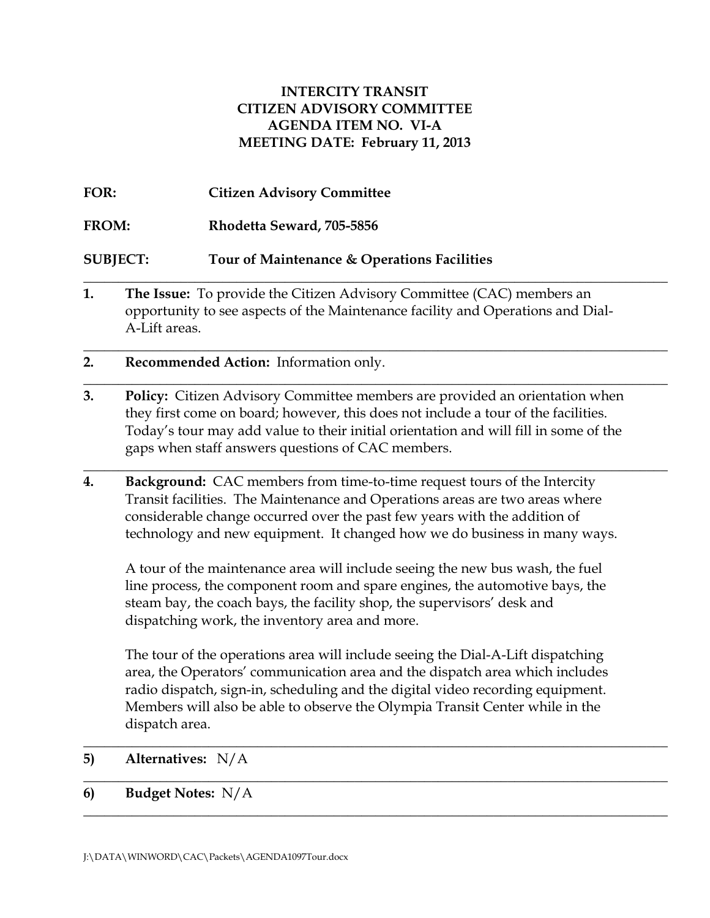**INTERCITY TRANSIT**
**CITIZEN ADVISORY COMMITTEE**
**AGENDA ITEM NO. VI-A**
**MEETING DATE: February 11, 2013**

**FOR:** **Citizen Advisory Committee**

**FROM:** **Rhodetta Seward, 705-5856**

**SUBJECT:** **Tour of Maintenance & Operations Facilities**

---

**1.** **The Issue:** To provide the Citizen Advisory Committee (CAC) members an opportunity to see aspects of the Maintenance facility and Operations and Dial-A-Lift areas.

---

**2.** **Recommended Action:** Information only.

---

**3.** **Policy:** Citizen Advisory Committee members are provided an orientation when they first come on board; however, this does not include a tour of the facilities. Today's tour may add value to their initial orientation and will fill in some of the gaps when staff answers questions of CAC members.

---

**4.** **Background:** CAC members from time-to-time request tours of the Intercity Transit facilities. The Maintenance and Operations areas are two areas where considerable change occurred over the past few years with the addition of technology and new equipment. It changed how we do business in many ways.

A tour of the maintenance area will include seeing the new bus wash, the fuel line process, the component room and spare engines, the automotive bays, the steam bay, the coach bays, the facility shop, the supervisors' desk and dispatching work, the inventory area and more.

The tour of the operations area will include seeing the Dial-A-Lift dispatching area, the Operators' communication area and the dispatch area which includes radio dispatch, sign-in, scheduling and the digital video recording equipment. Members will also be able to observe the Olympia Transit Center while in the dispatch area.

---

**5)** **Alternatives:** N/A

---

**6)** **Budget Notes:** N/A

---

J:\DATA\WINWORD\CAC\Packets\AGENDA1097Tour.docx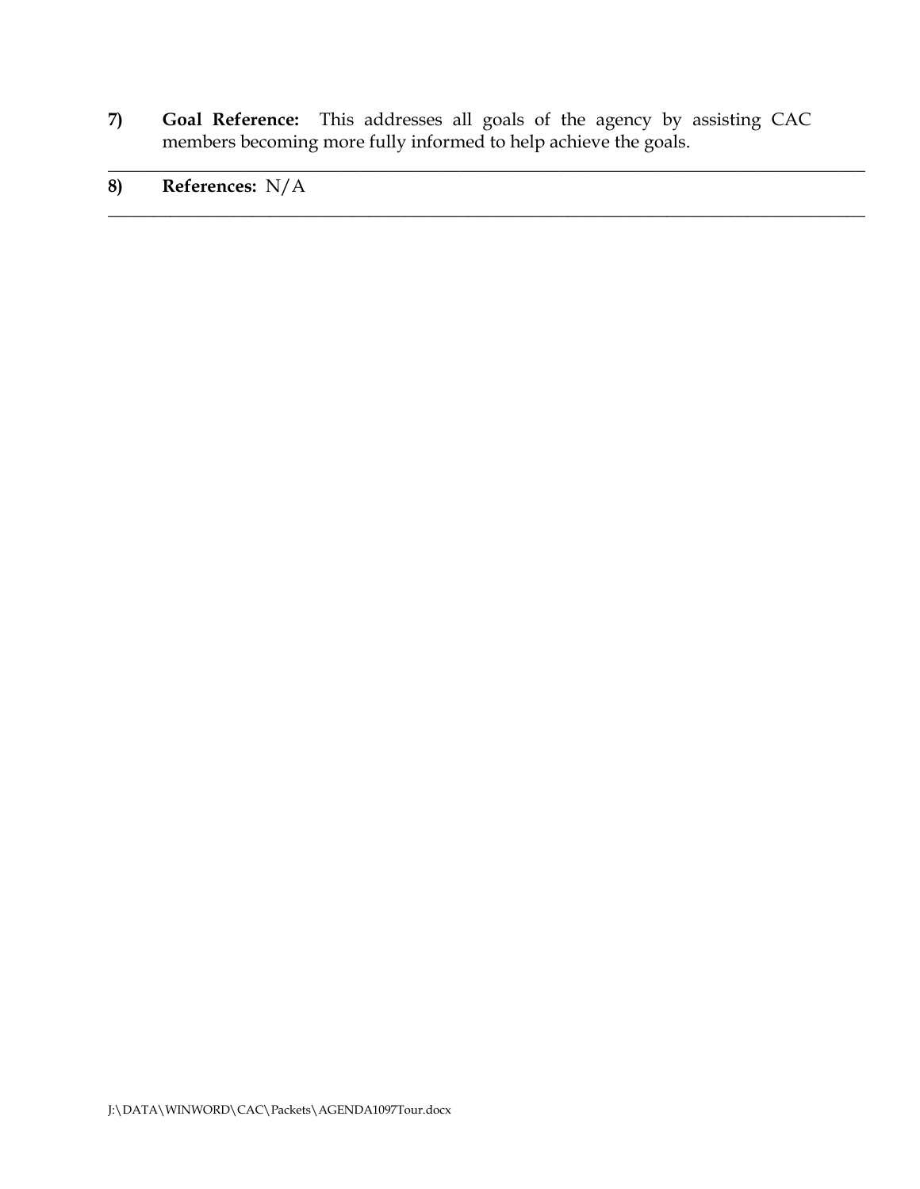**7)** **Goal Reference:** This addresses all goals of the agency by assisting CAC members becoming more fully informed to help achieve the goals.

---

**8)** **References:** N/A

---

J:\DATA\WINWORD\CAC\Packets\AGENDA1097Tour.docx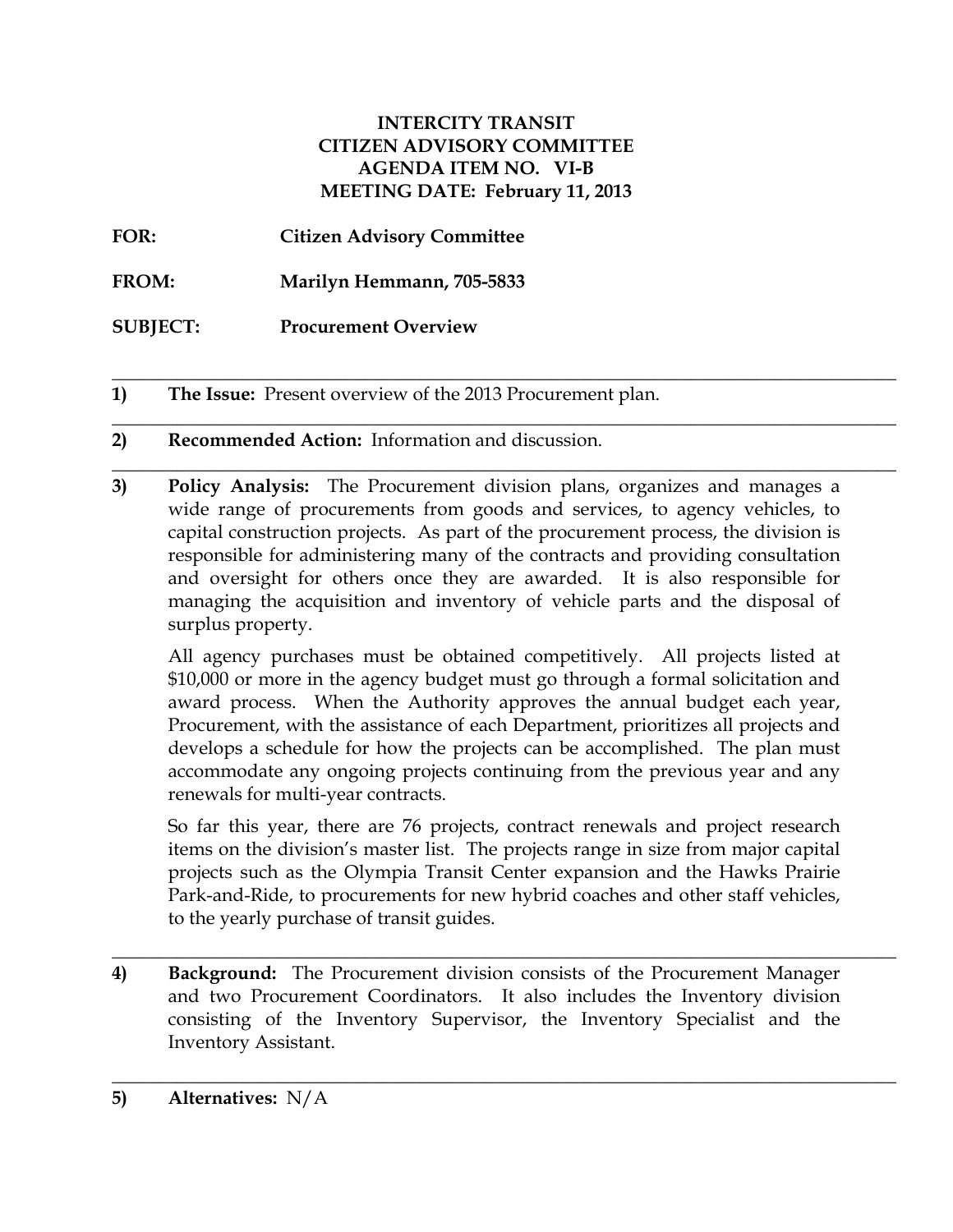**INTERCITY TRANSIT**
**CITIZEN ADVISORY COMMITTEE**
**AGENDA ITEM NO. VI-B**
**MEETING DATE: February 11, 2013**

**FOR:** **Citizen Advisory Committee**

**FROM:** **Marilyn Hemmann, 705-5833**

**SUBJECT:** **Procurement Overview**

---

**1) The Issue:** Present overview of the 2013 Procurement plan.

---

**2) Recommended Action:** Information and discussion.

---

**3) Policy Analysis:** The Procurement division plans, organizes and manages a wide range of procurements from goods and services, to agency vehicles, to capital construction projects. As part of the procurement process, the division is responsible for administering many of the contracts and providing consultation and oversight for others once they are awarded. It is also responsible for managing the acquisition and inventory of vehicle parts and the disposal of surplus property.

All agency purchases must be obtained competitively. All projects listed at $10,000 or more in the agency budget must go through a formal solicitation and award process. When the Authority approves the annual budget each year, Procurement, with the assistance of each Department, prioritizes all projects and develops a schedule for how the projects can be accomplished. The plan must accommodate any ongoing projects continuing from the previous year and any renewals for multi-year contracts.

So far this year, there are 76 projects, contract renewals and project research items on the division's master list. The projects range in size from major capital projects such as the Olympia Transit Center expansion and the Hawks Prairie Park-and-Ride, to procurements for new hybrid coaches and other staff vehicles, to the yearly purchase of transit guides.

---

**4) Background:** The Procurement division consists of the Procurement Manager and two Procurement Coordinators. It also includes the Inventory division consisting of the Inventory Supervisor, the Inventory Specialist and the Inventory Assistant.

---

**5) Alternatives:** N/A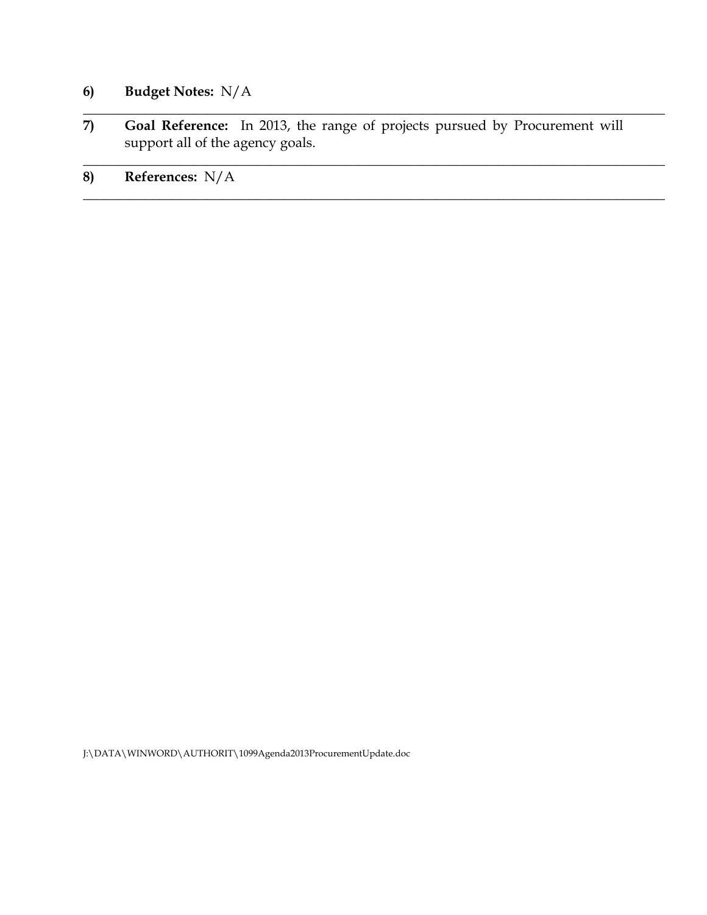6) **Budget Notes:** N/A

---

7) **Goal Reference:** In 2013, the range of projects pursued by Procurement will support all of the agency goals.

---

8) **References:** N/A

---

J:\DATA\WINWORD\AUTHORIT\1099Agenda2013ProcurementUpdate.doc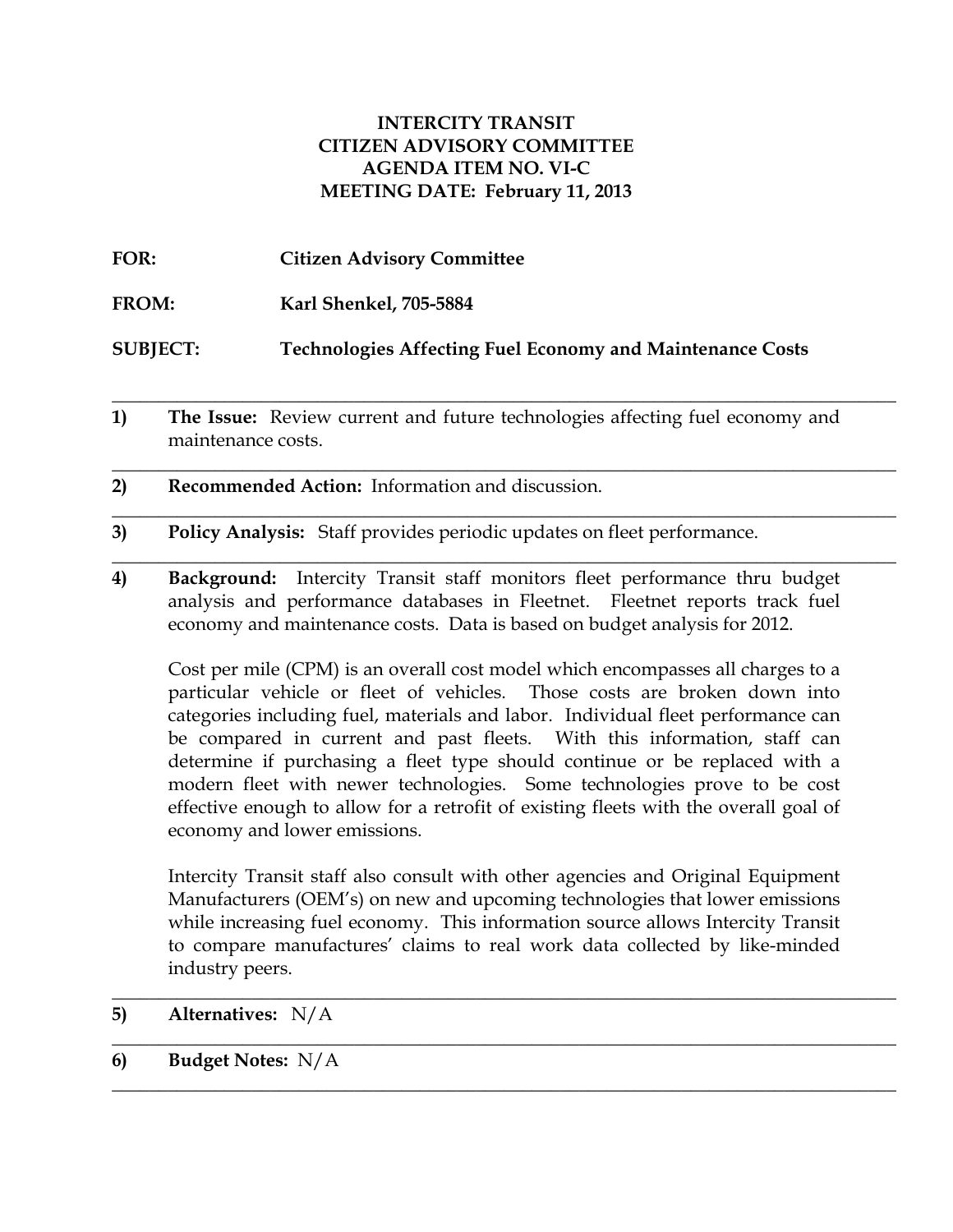**INTERCITY TRANSIT**
**CITIZEN ADVISORY COMMITTEE**
**AGENDA ITEM NO. VI-C**
**MEETING DATE: February 11, 2013**

**FOR:** **Citizen Advisory Committee**

**FROM:** **Karl Shenkel, 705-5884**

**SUBJECT:** **Technologies Affecting Fuel Economy and Maintenance Costs**

---

**1) The Issue:** Review current and future technologies affecting fuel economy and maintenance costs.

---

**2) Recommended Action:** Information and discussion.

---

**3) Policy Analysis:** Staff provides periodic updates on fleet performance.

---

**4) Background:** Intercity Transit staff monitors fleet performance thru budget analysis and performance databases in Fleetnet. Fleetnet reports track fuel economy and maintenance costs. Data is based on budget analysis for 2012.

Cost per mile (CPM) is an overall cost model which encompasses all charges to a particular vehicle or fleet of vehicles. Those costs are broken down into categories including fuel, materials and labor. Individual fleet performance can be compared in current and past fleets. With this information, staff can determine if purchasing a fleet type should continue or be replaced with a modern fleet with newer technologies. Some technologies prove to be cost effective enough to allow for a retrofit of existing fleets with the overall goal of economy and lower emissions.

Intercity Transit staff also consult with other agencies and Original Equipment Manufacturers (OEM's) on new and upcoming technologies that lower emissions while increasing fuel economy. This information source allows Intercity Transit to compare manufactures' claims to real work data collected by like-minded industry peers.

---

**5) Alternatives:** N/A

---

**6) Budget Notes:** N/A

---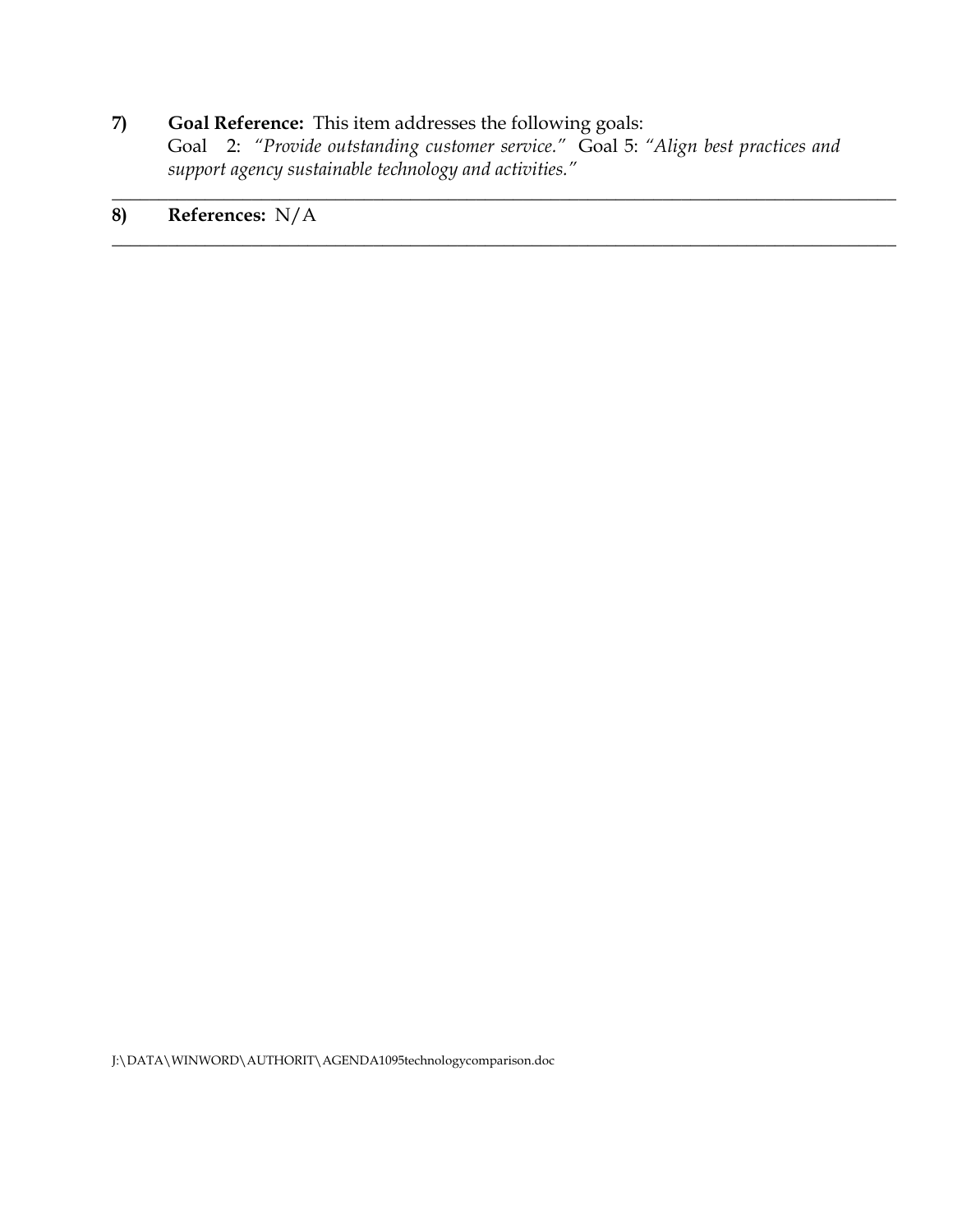**7)** **Goal Reference:** This item addresses the following goals:
Goal 2: *"Provide outstanding customer service."* Goal 5: *"Align best practices and support agency sustainable technology and activities."*

---

**8)** **References:** N/A

---

J:\DATA\WINWORD\AUTHORIT\AGENDA1095technologycomparison.doc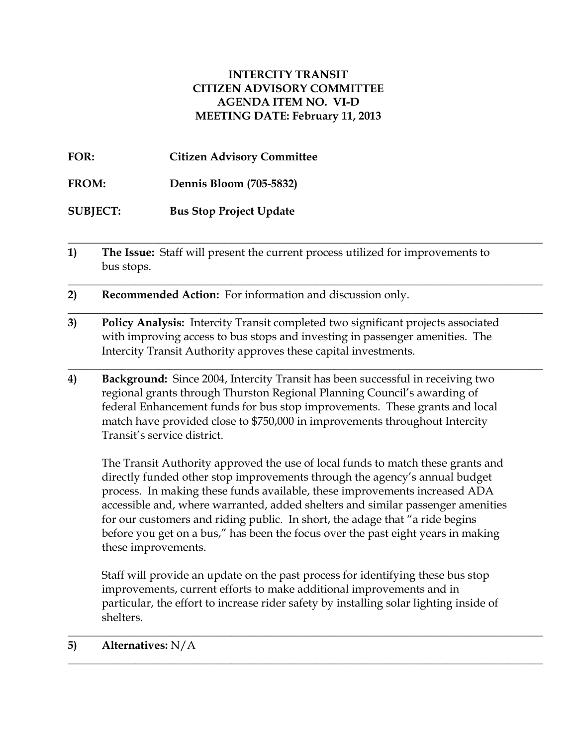**INTERCITY TRANSIT**
**CITIZEN ADVISORY COMMITTEE**
**AGENDA ITEM NO. VI-D**
**MEETING DATE: February 11, 2013**

**FOR:** **Citizen Advisory Committee**

**FROM:** **Dennis Bloom (705-5832)**

**SUBJECT:** **Bus Stop Project Update**

---

**1) The Issue:** Staff will present the current process utilized for improvements to bus stops.

---

**2) Recommended Action:** For information and discussion only.

---

**3) Policy Analysis:** Intercity Transit completed two significant projects associated with improving access to bus stops and investing in passenger amenities. The Intercity Transit Authority approves these capital investments.

---

**4) Background:** Since 2004, Intercity Transit has been successful in receiving two regional grants through Thurston Regional Planning Council's awarding of federal Enhancement funds for bus stop improvements. These grants and local match have provided close to $750,000 in improvements throughout Intercity Transit's service district.

The Transit Authority approved the use of local funds to match these grants and directly funded other stop improvements through the agency's annual budget process. In making these funds available, these improvements increased ADA accessible and, where warranted, added shelters and similar passenger amenities for our customers and riding public. In short, the adage that "a ride begins before you get on a bus," has been the focus over the past eight years in making these improvements.

Staff will provide an update on the past process for identifying these bus stop improvements, current efforts to make additional improvements and in particular, the effort to increase rider safety by installing solar lighting inside of shelters.

---

**5) Alternatives:** N/A

---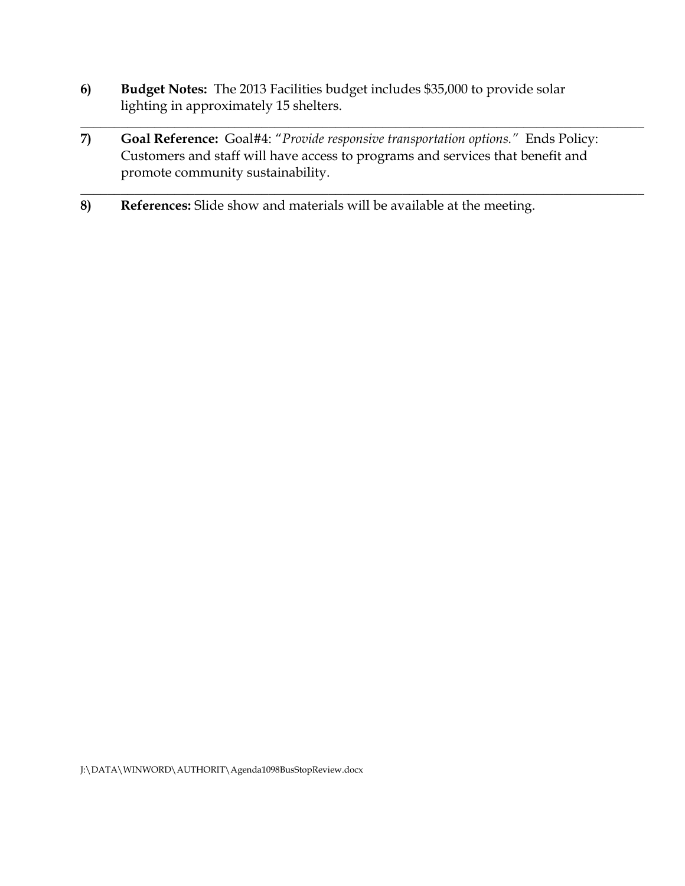6) **Budget Notes:** The 2013 Facilities budget includes $35,000 to provide solar lighting in approximately 15 shelters.

---

7) **Goal Reference:** Goal#4: "*Provide responsive transportation options.*" Ends Policy: Customers and staff will have access to programs and services that benefit and promote community sustainability.

---

8) **References:** Slide show and materials will be available at the meeting.

J:\DATA\WINWORD\AUTHORIT\Agenda1098BusStopReview.docx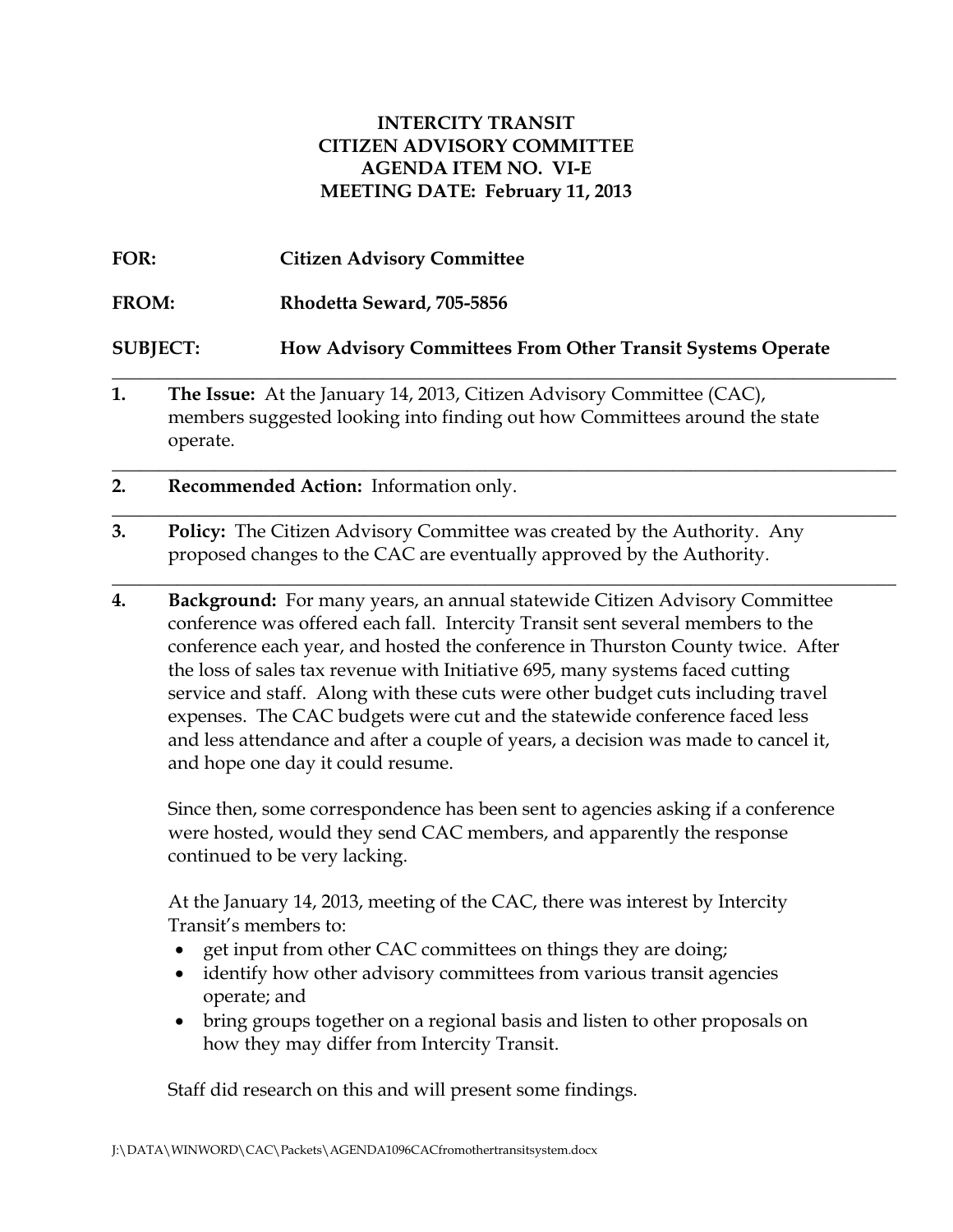**INTERCITY TRANSIT**
**CITIZEN ADVISORY COMMITTEE**
**AGENDA ITEM NO. VI-E**
**MEETING DATE: February 11, 2013**

**FOR:** **Citizen Advisory Committee**

**FROM:** **Rhodetta Seward, 705-5856**

**SUBJECT:** **How Advisory Committees From Other Transit Systems Operate**

---

1. **The Issue:** At the January 14, 2013, Citizen Advisory Committee (CAC), members suggested looking into finding out how Committees around the state operate.

---

2. **Recommended Action:** Information only.

---

3. **Policy:** The Citizen Advisory Committee was created by the Authority. Any proposed changes to the CAC are eventually approved by the Authority.

---

4. **Background:** For many years, an annual statewide Citizen Advisory Committee conference was offered each fall. Intercity Transit sent several members to the conference each year, and hosted the conference in Thurston County twice. After the loss of sales tax revenue with Initiative 695, many systems faced cutting service and staff. Along with these cuts were other budget cuts including travel expenses. The CAC budgets were cut and the statewide conference faced less and less attendance and after a couple of years, a decision was made to cancel it, and hope one day it could resume.

   Since then, some correspondence has been sent to agencies asking if a conference were hosted, would they send CAC members, and apparently the response continued to be very lacking.

   At the January 14, 2013, meeting of the CAC, there was interest by Intercity Transit's members to:

   - get input from other CAC committees on things they are doing;
   - identify how other advisory committees from various transit agencies operate; and
   - bring groups together on a regional basis and listen to other proposals on how they may differ from Intercity Transit.

   Staff did research on this and will present some findings.

J:\DATA\WINWORD\CAC\Packets\AGENDA1096CACfromothertransitsystem.docx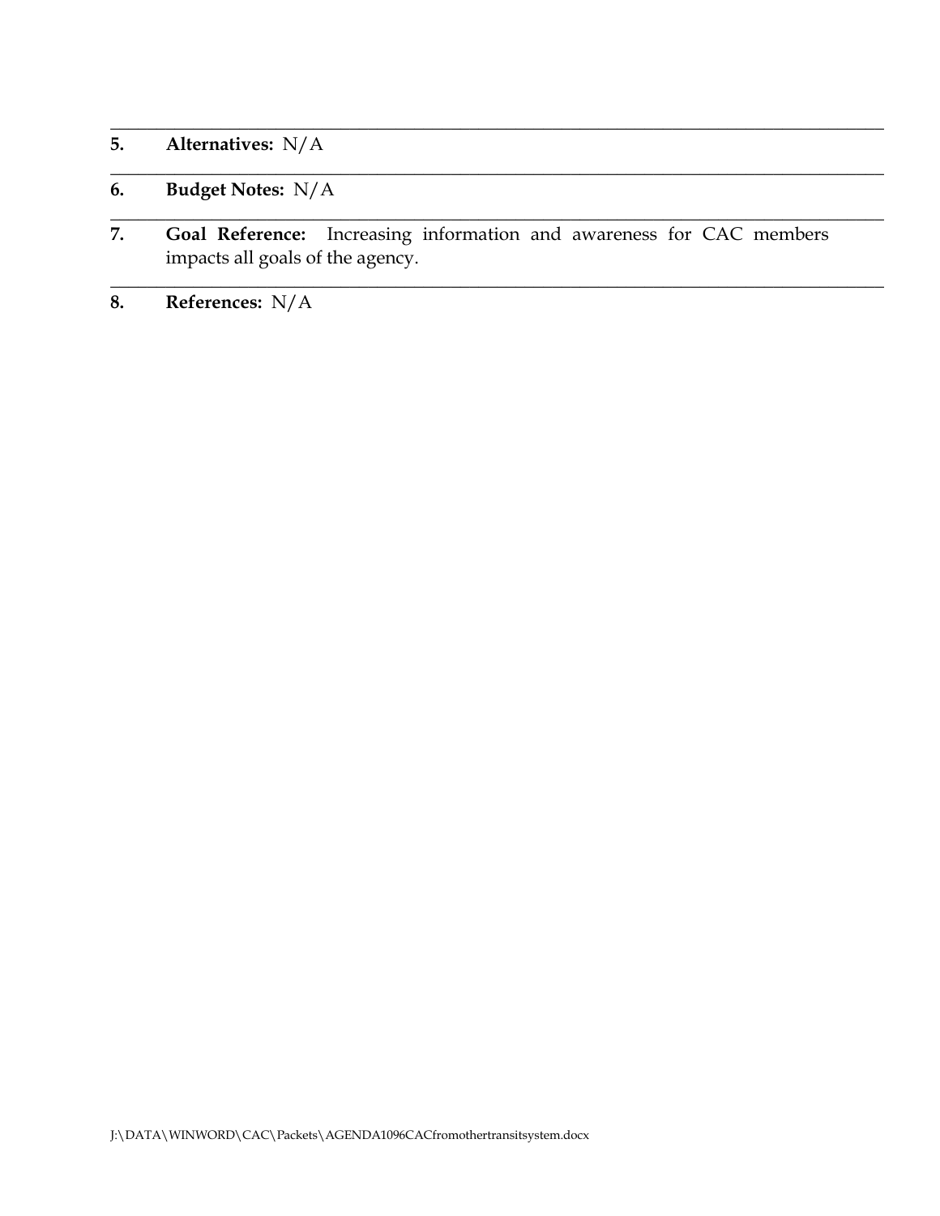---

5. **Alternatives:** N/A

---

6. **Budget Notes:** N/A

---

7. **Goal Reference:** Increasing information and awareness for CAC members impacts all goals of the agency.

---

8. **References:** N/A

J:\DATA\WINWORD\CAC\Packets\AGENDA1096CACfromothertransitsystem.docx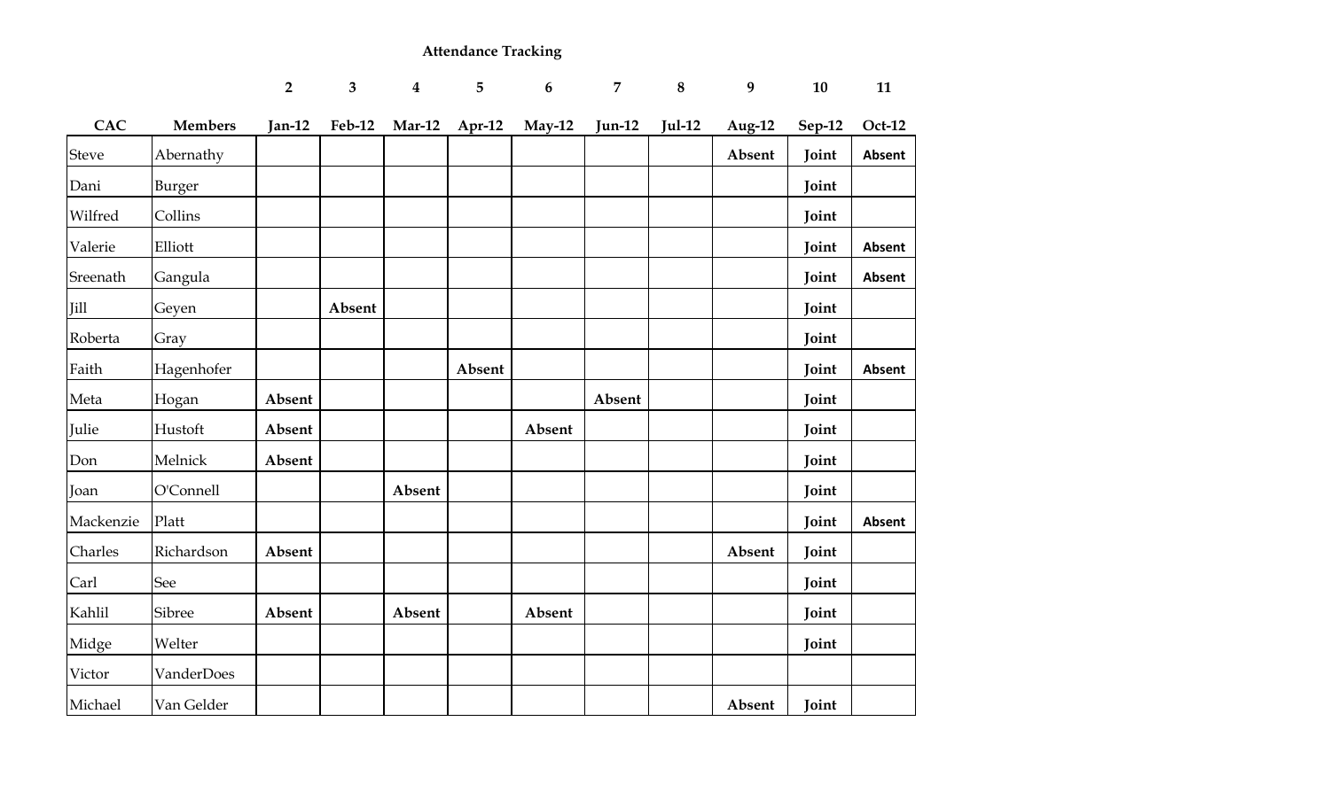**Attendance Tracking**

| | | 2 | 3 | 4 | 5 | 6 | 7 | 8 | 9 | 10 | 11 |
|---|---|---|---|---|---|---|---|---|---|---|---|
| **CAC** | **Members** | **Jan-12** | **Feb-12** | **Mar-12** | **Apr-12** | **May-12** | **Jun-12** | **Jul-12** | **Aug-12** | **Sep-12** | **Oct-12** |
| Steve | Abernathy | | | | | | | | **Absent** | **Joint** | **Absent** |
| Dani | Burger | | | | | | | | | **Joint** | |
| Wilfred | Collins | | | | | | | | | **Joint** | |
| Valerie | Elliott | | | | | | | | | **Joint** | **Absent** |
| Sreenath | Gangula | | | | | | | | | **Joint** | **Absent** |
| Jill | Geyen | | **Absent** | | | | | | | **Joint** | |
| Roberta | Gray | | | | | | | | | **Joint** | |
| Faith | Hagenhofer | | | | **Absent** | | | | | **Joint** | **Absent** |
| Meta | Hogan | **Absent** | | | | | **Absent** | | | **Joint** | |
| Julie | Hustoft | **Absent** | | | | **Absent** | | | | **Joint** | |
| Don | Melnick | **Absent** | | | | | | | | **Joint** | |
| Joan | O'Connell | | | **Absent** | | | | | | **Joint** | |
| Mackenzie | Platt | | | | | | | | | **Joint** | **Absent** |
| Charles | Richardson | **Absent** | | | | | | | **Absent** | **Joint** | |
| Carl | See | | | | | | | | | **Joint** | |
| Kahlil | Sibree | **Absent** | | **Absent** | | **Absent** | | | | **Joint** | |
| Midge | Welter | | | | | | | | | **Joint** | |
| Victor | VanderDoes | | | | | | | | | | |
| Michael | Van Gelder | | | | | | | | **Absent** | **Joint** | |